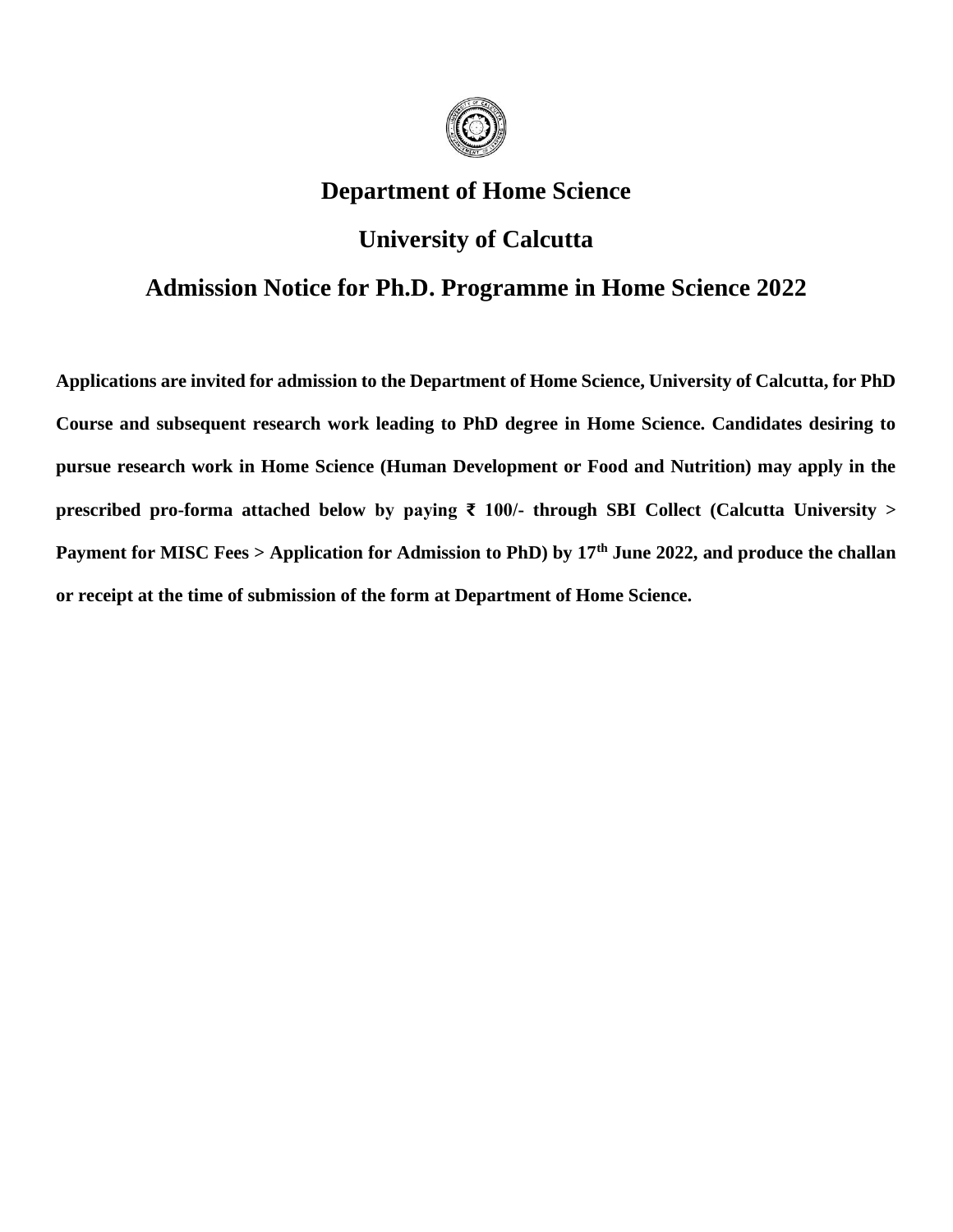# Department of Home Science

## University of Calcutta

## Admission Notice for Ph.D. Programme in Home Science 2022

**Applications are invited for admission to the Department of Home Science, University of Calcutta, for PhD Course and subsequent research work leading to PhD degree in Home Science. Candidates desiring to pursue research work in Home Science (Human Development or Food and Nutrition) may apply in the prescribed pro-forma attached below by paying ₹ 100/- through SBI Collect (Calcutta University > Payment for MISC Fees > Application for Admission to PhD) by 17th June 2022, and produce the challan or receipt at the time of submission of the form at Department of Home Science.**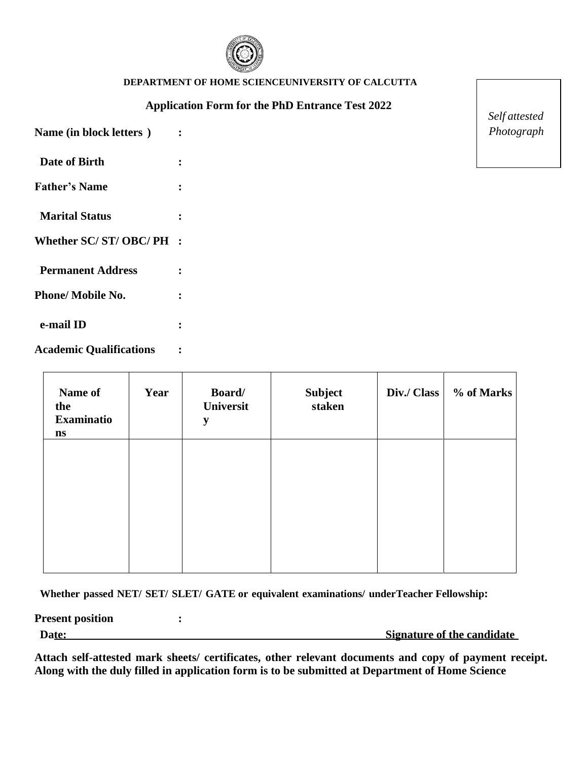**DEPARTMENT OF HOME SCIENCEUNIVERSITY OF CALCUTTA**

## Application Form for the PhD Entrance Test 2022

*Self attested Photograph*

**Name (in block letters )** :

**Date of Birth** :

**Father's Name** :

**Marital Status** :

**Whether SC/ ST/ OBC/ PH** :

**Permanent Address** :

**Phone/ Mobile No.** :

**e-mail ID** :

**Academic Qualifications** :

| Name of the Examinations | Year | Board/ University | Subject staken | Div./ Class | % of Marks |
|---|---|---|---|---|---|
| | | | | | |

**Whether passed NET/ SET/ SLET/ GATE or equivalent examinations/ underTeacher Fellowship:**

**Present position** :

**Date:** **Signature of the candidate**

**Attach self-attested mark sheets/ certificates, other relevant documents and copy of payment receipt. Along with the duly filled in application form is to be submitted at Department of Home Science**